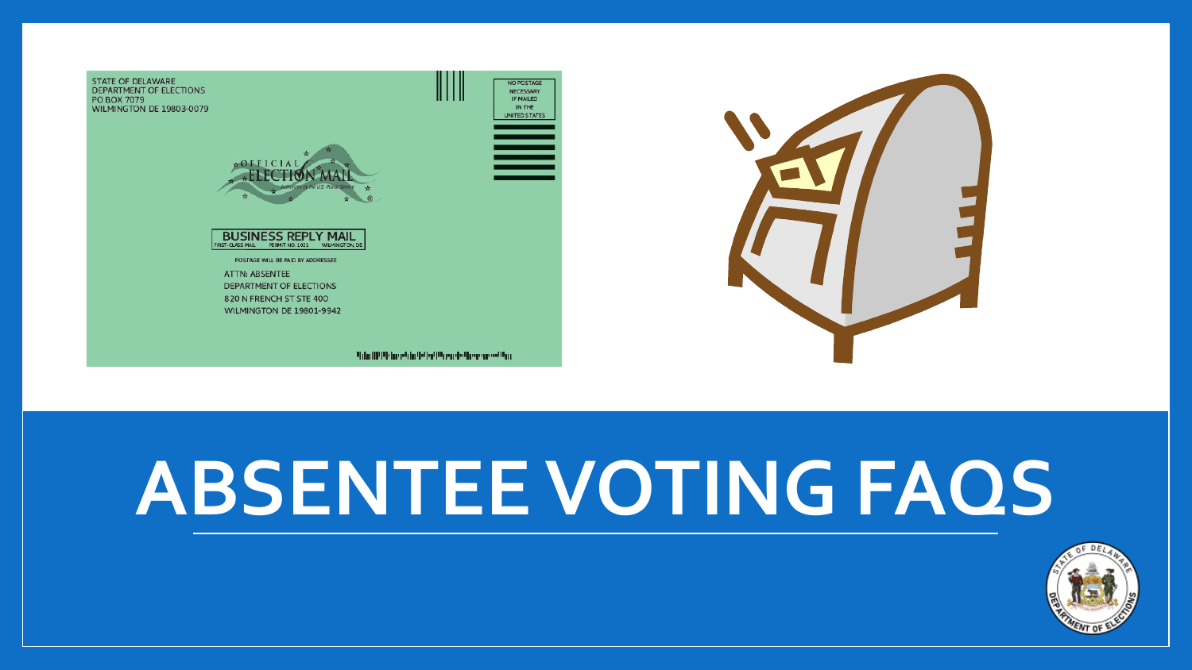STATE OF DELAWARE
DEPARTMENT OF ELECTIONS
PO BOX 7079
WILMINGTON DE 19803-0079

NO POSTAGE NECESSARY IF MAILED IN THE UNITED STATES

OFFICIAL ELECTION MAIL

BUSINESS REPLY MAIL
FIRST-CLASS MAIL PERMIT NO. 1021 WILMINGTON, DE

POSTAGE WILL BE PAID BY ADDRESSEE

ATTN: ABSENTEE
DEPARTMENT OF ELECTIONS
820 N FRENCH ST STE 400
WILMINGTON DE 19801-9942

# ABSENTEE VOTING FAQS

STATE OF DELAWARE DEPARTMENT OF ELECTIONS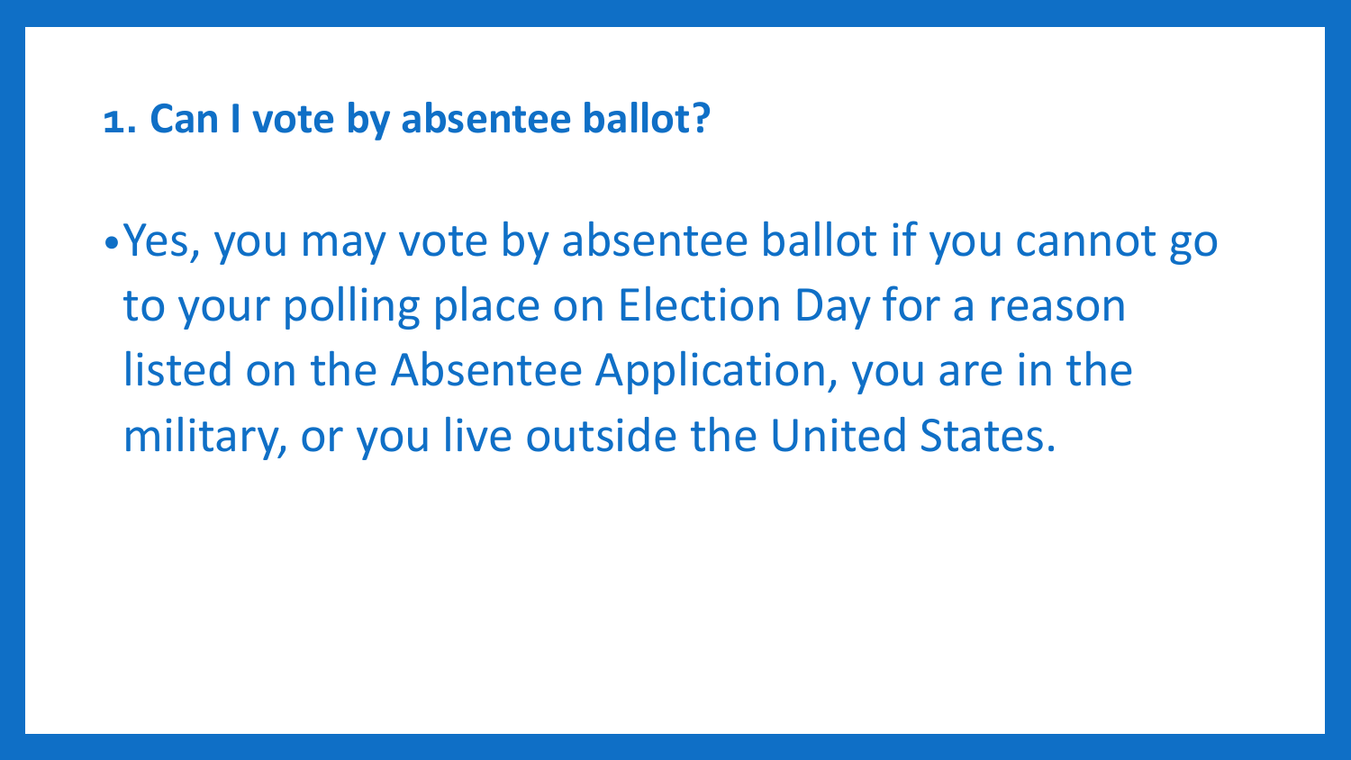## 1. Can I vote by absentee ballot?

- Yes, you may vote by absentee ballot if you cannot go to your polling place on Election Day for a reason listed on the Absentee Application, you are in the military, or you live outside the United States.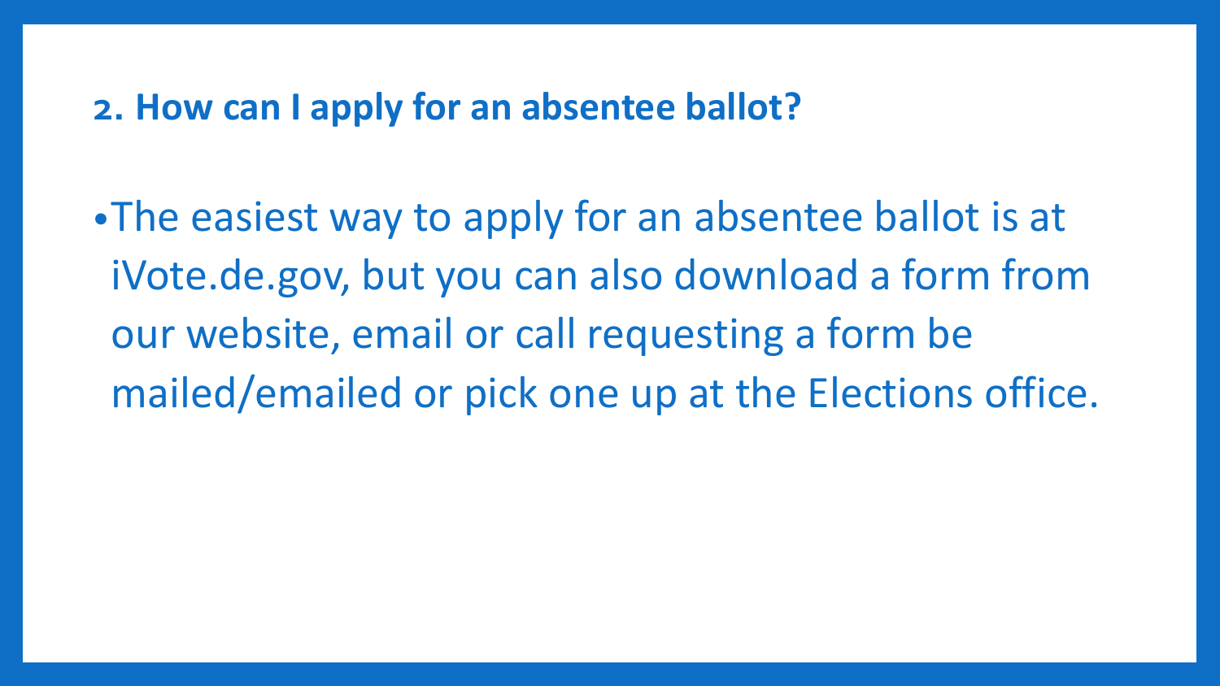## 2. How can I apply for an absentee ballot?

- The easiest way to apply for an absentee ballot is at iVote.de.gov, but you can also download a form from our website, email or call requesting a form be mailed/emailed or pick one up at the Elections office.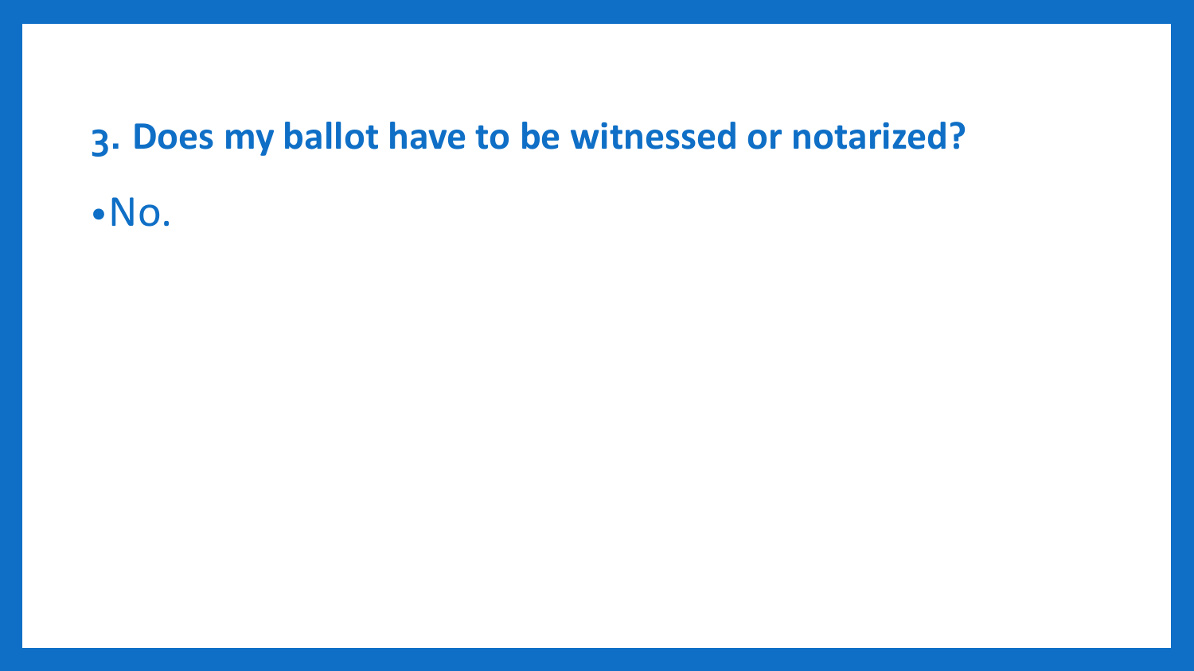## 3. Does my ballot have to be witnessed or notarized?

- No.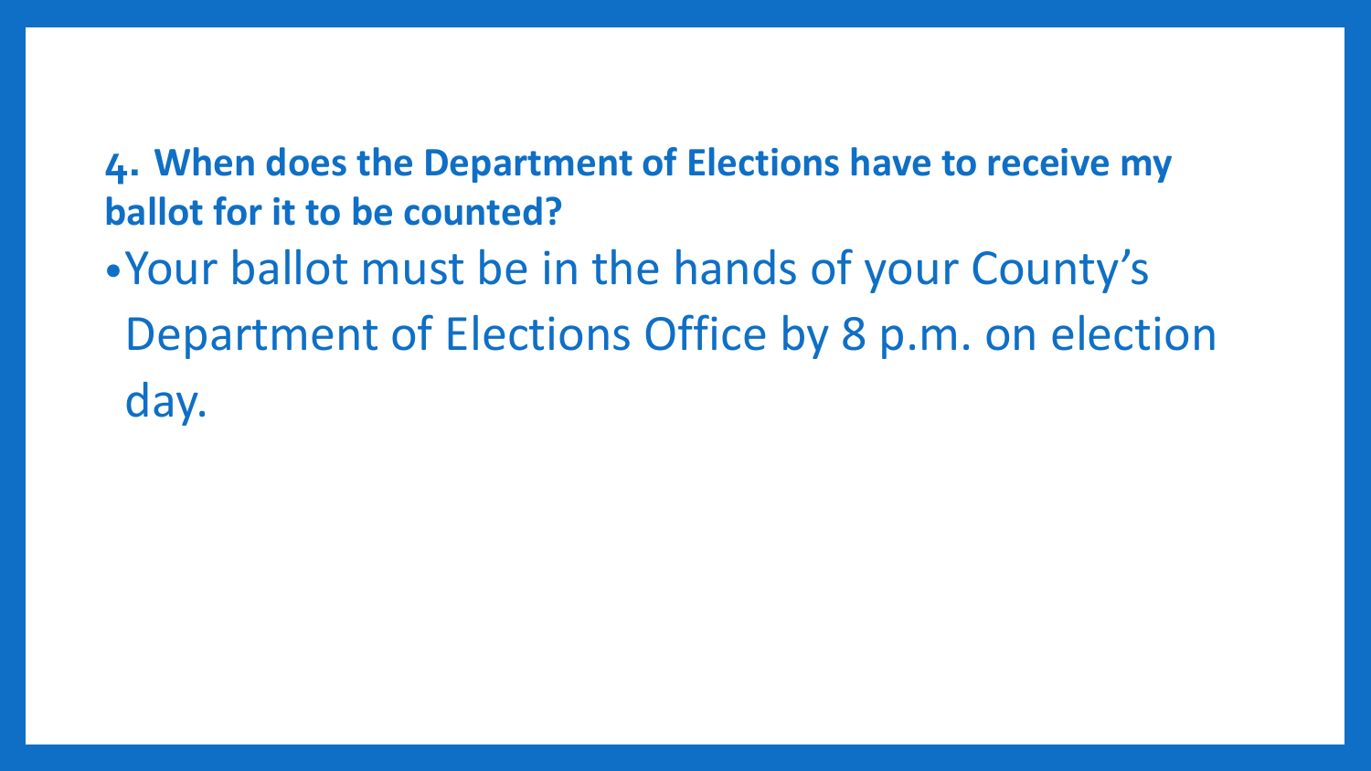### 4. When does the Department of Elections have to receive my ballot for it to be counted?

- Your ballot must be in the hands of your County's Department of Elections Office by 8 p.m. on election day.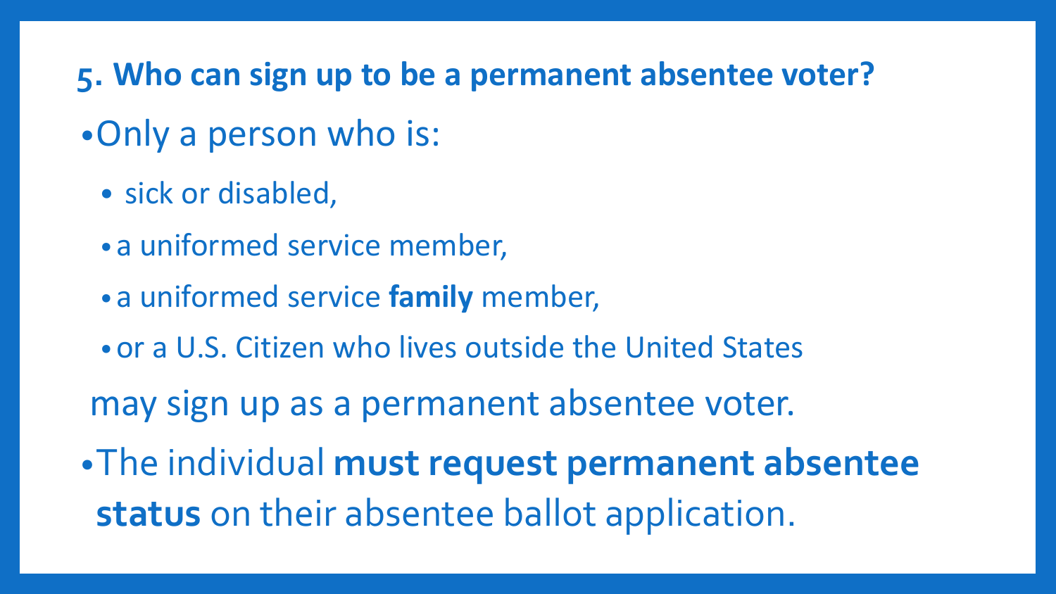## 5. Who can sign up to be a permanent absentee voter?

- Only a person who is:
  - sick or disabled,
  - a uniformed service member,
  - a uniformed service **family** member,
  - or a U.S. Citizen who lives outside the United States

  may sign up as a permanent absentee voter.
- The individual **must request permanent absentee status** on their absentee ballot application.